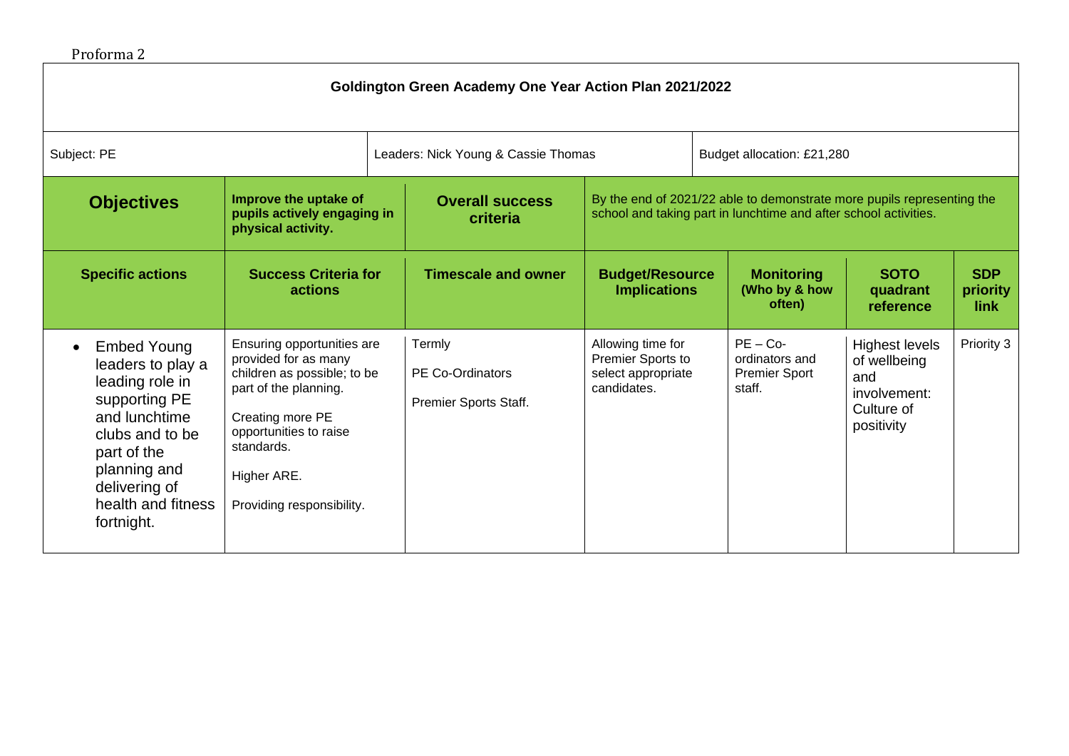Proforma 2

| **Goldington Green Academy One Year Action Plan 2021/2022** | | | | | | |
|---|---|---|---|---|---|---|
| Subject: PE | | Leaders: Nick Young & Cassie Thomas | | Budget allocation: £21,280 | | |
| **Objectives** | **Improve the uptake of pupils actively engaging in physical activity.** | **Overall success criteria** | By the end of 2021/22 able to demonstrate more pupils representing the school and taking part in lunchtime and after school activities. | | | |
| **Specific actions** | **Success Criteria for actions** | **Timescale and owner** | **Budget/Resource Implications** | **Monitoring (Who by & how often)** | **SOTO quadrant reference** | **SDP priority link** |
| • Embed Young leaders to play a leading role in supporting PE and lunchtime clubs and to be part of the planning and delivering of health and fitness fortnight. | Ensuring opportunities are provided for as many children as possible; to be part of the planning.<br><br>Creating more PE opportunities to raise standards.<br><br>Higher ARE.<br><br>Providing responsibility. | Termly<br><br>PE Co-Ordinators<br><br>Premier Sports Staff. | Allowing time for Premier Sports to select appropriate candidates. | PE – Co-ordinators and Premier Sport staff. | Highest levels of wellbeing and involvement: Culture of positivity | Priority 3 |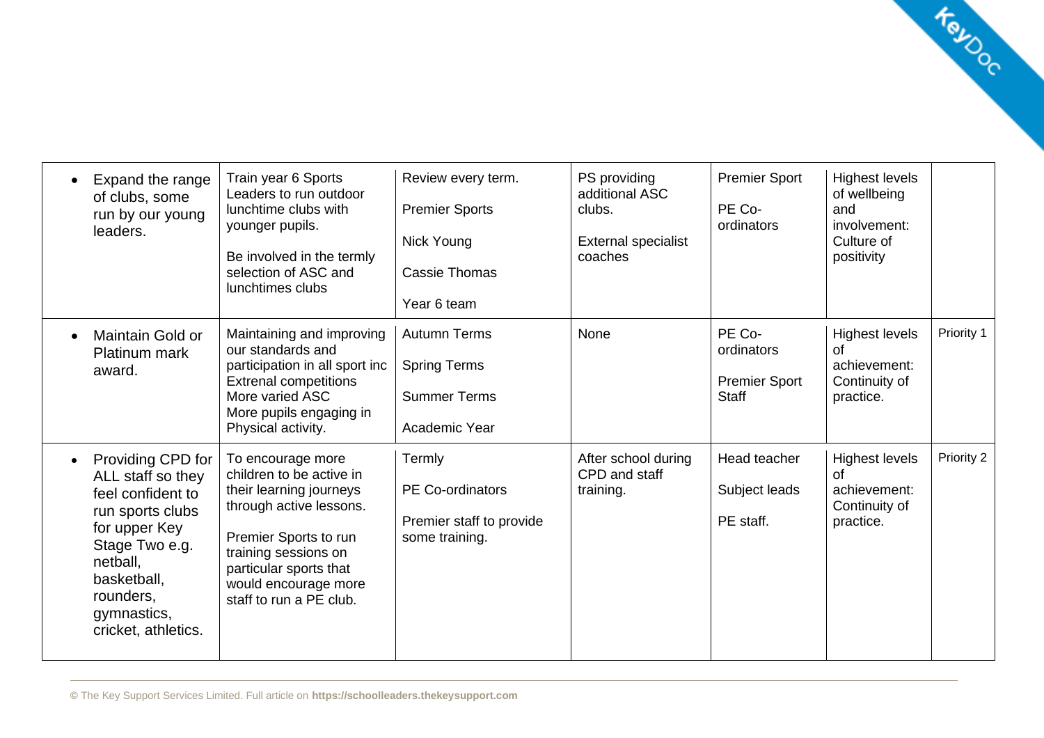| | | | | | | |
|---|---|---|---|---|---|---|
| • Expand the range of clubs, some run by our young leaders. | Train year 6 Sports Leaders to run outdoor lunchtime clubs with younger pupils.<br><br>Be involved in the termly selection of ASC and lunchtimes clubs | Review every term.<br><br>Premier Sports<br><br>Nick Young<br><br>Cassie Thomas<br><br>Year 6 team | PS providing additional ASC clubs.<br><br>External specialist coaches | Premier Sport<br><br>PE Co-ordinators | Highest levels of wellbeing and involvement: Culture of positivity | |
| • Maintain Gold or Platinum mark award. | Maintaining and improving our standards and participation in all sport inc Extrenal competitions More varied ASC More pupils engaging in Physical activity. | Autumn Terms<br><br>Spring Terms<br><br>Summer Terms<br><br>Academic Year | None | PE Co-ordinators<br><br>Premier Sport Staff | Highest levels of achievement: Continuity of practice. | Priority 1 |
| • Providing CPD for ALL staff so they feel confident to run sports clubs for upper Key Stage Two e.g. netball, basketball, rounders, gymnastics, cricket, athletics. | To encourage more children to be active in their learning journeys through active lessons.<br><br>Premier Sports to run training sessions on particular sports that would encourage more staff to run a PE club. | Termly<br><br>PE Co-ordinators<br><br>Premier staff to provide some training. | After school during CPD and staff training. | Head teacher<br><br>Subject leads<br><br>PE staff. | Highest levels of achievement: Continuity of practice. | Priority 2 |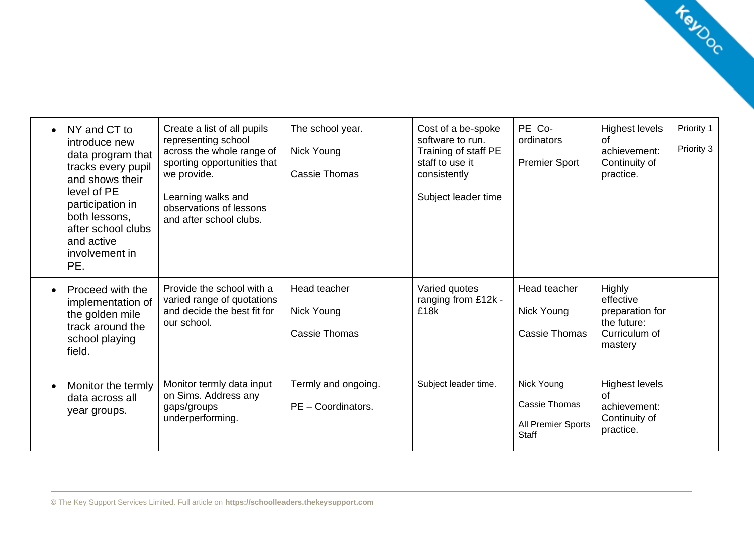| | | | | | | |
|---|---|---|---|---|---|---|
| • NY and CT to introduce new data program that tracks every pupil and shows their level of PE participation in both lessons, after school clubs and active involvement in PE. | Create a list of all pupils representing school across the whole range of sporting opportunities that we provide.<br><br>Learning walks and observations of lessons and after school clubs. | The school year.<br><br>Nick Young<br><br>Cassie Thomas | Cost of a be-spoke software to run. Training of staff PE staff to use it consistently<br><br>Subject leader time | PE Co-ordinators<br><br>Premier Sport | Highest levels of achievement: Continuity of practice. | Priority 1<br><br>Priority 3 |
| • Proceed with the implementation of the golden mile track around the school playing field. | Provide the school with a varied range of quotations and decide the best fit for our school. | Head teacher<br><br>Nick Young<br><br>Cassie Thomas | Varied quotes ranging from £12k - £18k | Head teacher<br><br>Nick Young<br><br>Cassie Thomas | Highly effective preparation for the future: Curriculum of mastery | |
| • Monitor the termly data across all year groups. | Monitor termly data input on Sims. Address any gaps/groups underperforming. | Termly and ongoing.<br><br>PE – Coordinators. | Subject leader time. | Nick Young<br><br>Cassie Thomas<br><br>All Premier Sports Staff | Highest levels of achievement: Continuity of practice. | |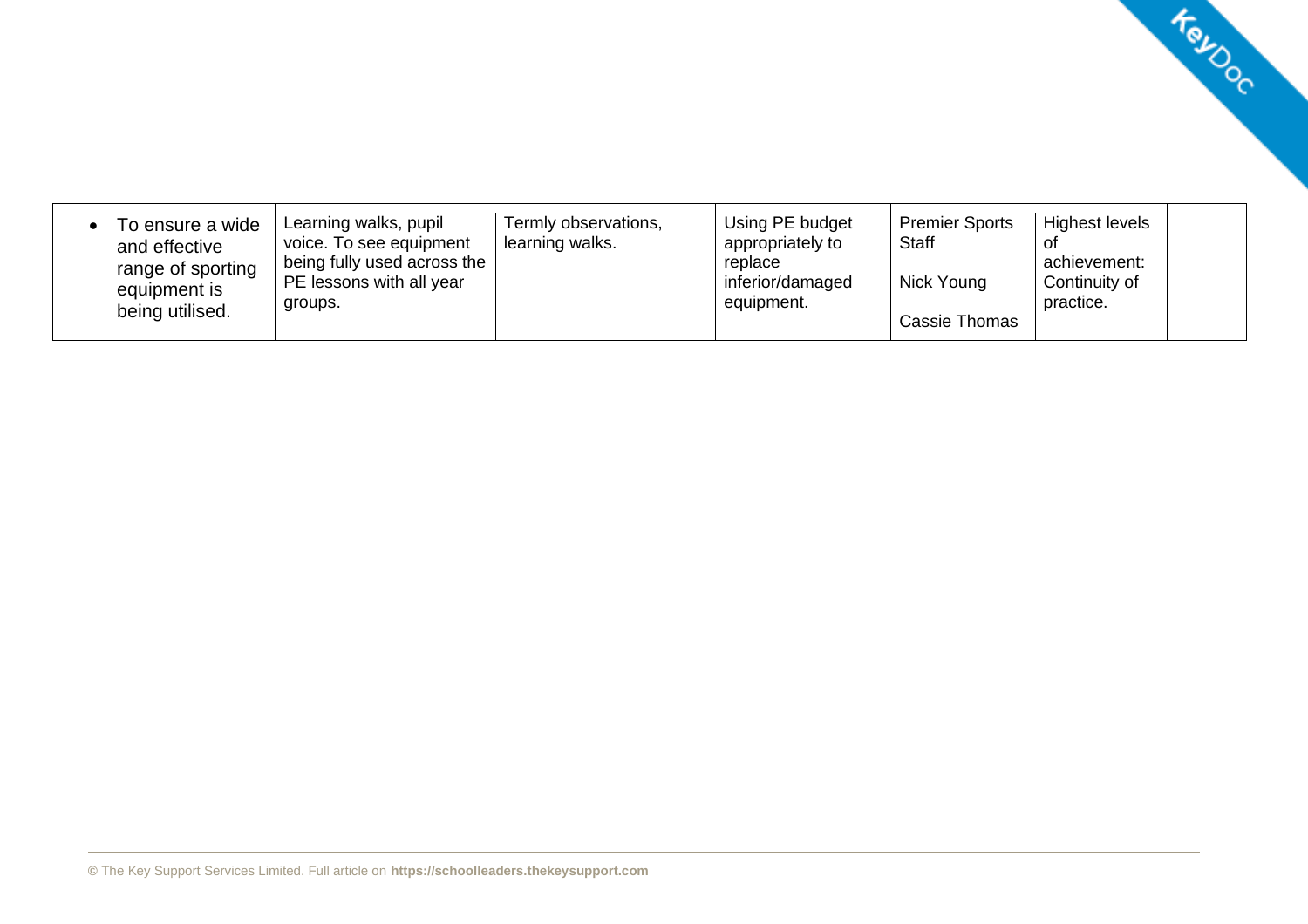| | | | | | | |
|---|---|---|---|---|---|---|
| • To ensure a wide and effective range of sporting equipment is being utilised. | Learning walks, pupil voice. To see equipment being fully used across the PE lessons with all year groups. | Termly observations, learning walks. | Using PE budget appropriately to replace inferior/damaged equipment. | Premier Sports Staff<br><br>Nick Young<br><br>Cassie Thomas | Highest levels of achievement: Continuity of practice. | |

© The Key Support Services Limited. Full article on **https://schoolleaders.thekeysupport.com**